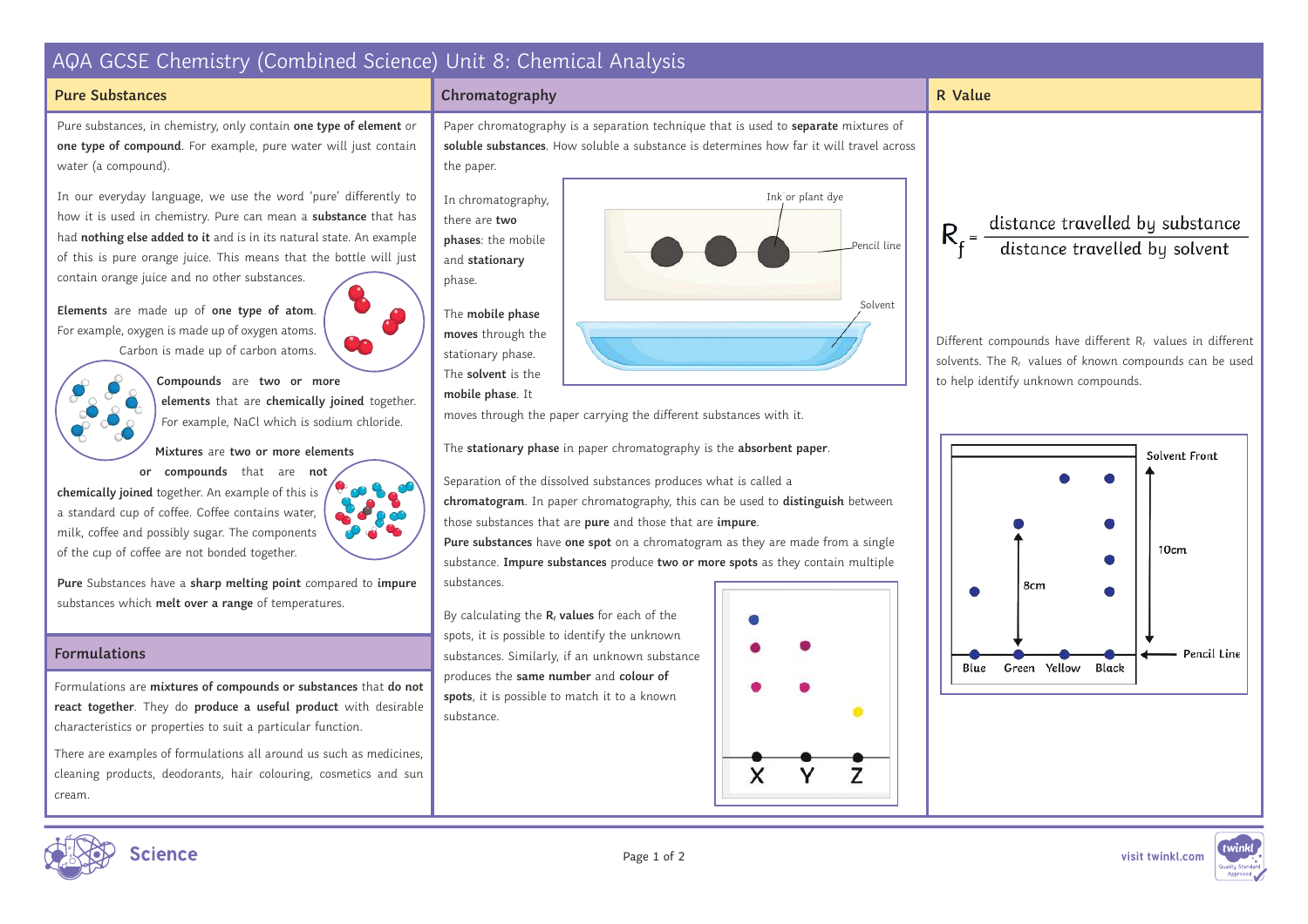# AQA GCSE Chemistry (Combined Science) Unit 8: Chemical Analysis

## Pure Substances

Pure substances, in chemistry, only contain **one type of element** or **one type of compound**. For example, pure water will just contain water (a compound).

In our everyday language, we use the word 'pure' differently to how it is used in chemistry. Pure can mean a **substance** that has had **nothing else added to it** and is in its natural state. An example of this is pure orange juice. This means that the bottle will just contain orange juice and no other substances.

**Elements** are made up of **one type of atom**. For example, oxygen is made up of oxygen atoms. Carbon is made up of carbon atoms.

**Compounds** are **two or more elements** that are **chemically joined** together. For example, NaCl which is sodium chloride.

**Mixtures** are **two or more elements or compounds** that are **not chemically joined** together. An example of this is a standard cup of coffee. Coffee contains water, milk, coffee and possibly sugar. The components of the cup of coffee are not bonded together.

**Pure** Substances have a **sharp melting point** compared to **impure** substances which **melt over a range** of temperatures.

## Formulations

Formulations are **mixtures of compounds or substances** that **do not react together**. They do **produce a useful product** with desirable characteristics or properties to suit a particular function.

There are examples of formulations all around us such as medicines, cleaning products, deodorants, hair colouring, cosmetics and sun cream.

## Chromatography

Paper chromatography is a separation technique that is used to **separate** mixtures of **soluble substances**. How soluble a substance is determines how far it will travel across the paper.

In chromatography, there are **two phases**: the mobile and **stationary** phase.

The **mobile phase moves** through the stationary phase. The **solvent** is the **mobile phase**. It moves through the paper carrying the different substances with it.

Ink or plant dye

Pencil line

Solvent

The **stationary phase** in paper chromatography is the **absorbent paper**.

Separation of the dissolved substances produces what is called a **chromatogram**. In paper chromatography, this can be used to **distinguish** between those substances that are **pure** and those that are **impure**.

**Pure substances** have **one spot** on a chromatogram as they are made from a single substance. **Impure substances** produce **two or more spots** as they contain multiple substances.

By calculating the **$R_f$ values** for each of the spots, it is possible to identify the unknown substances. Similarly, if an unknown substance produces the **same number** and **colour of spots**, it is possible to match it to a known substance.

X Y Z

## R Value

$$R_f = \frac{\text{distance travelled by substance}}{\text{distance travelled by solvent}}$$

Different compounds have different $R_f$ values in different solvents. The $R_f$ values of known compounds can be used to help identify unknown compounds.

Solvent Front

10cm

8cm

Pencil Line

Blue Green Yellow Black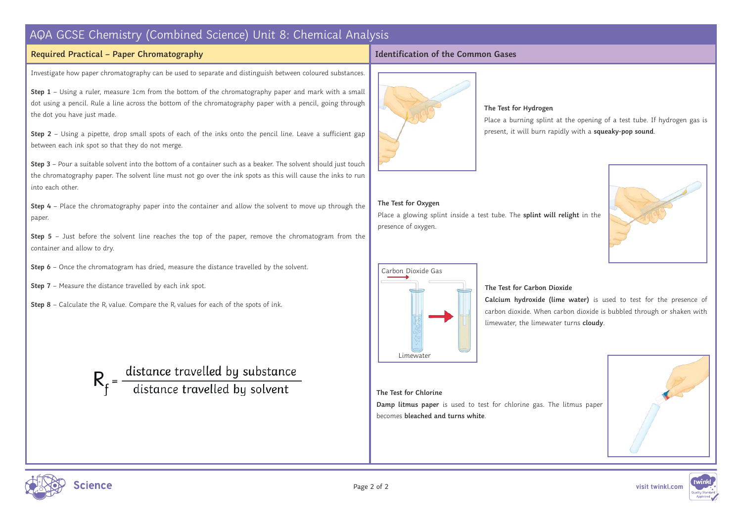# AQA GCSE Chemistry (Combined Science) Unit 8: Chemical Analysis

## Required Practical – Paper Chromatography

Investigate how paper chromatography can be used to separate and distinguish between coloured substances.

**Step 1** – Using a ruler, measure 1cm from the bottom of the chromatography paper and mark with a small dot using a pencil. Rule a line across the bottom of the chromatography paper with a pencil, going through the dot you have just made.

**Step 2** – Using a pipette, drop small spots of each of the inks onto the pencil line. Leave a sufficient gap between each ink spot so that they do not merge.

**Step 3** – Pour a suitable solvent into the bottom of a container such as a beaker. The solvent should just touch the chromatography paper. The solvent line must not go over the ink spots as this will cause the inks to run into each other.

**Step 4** – Place the chromatography paper into the container and allow the solvent to move up through the paper.

**Step 5** – Just before the solvent line reaches the top of the paper, remove the chromatogram from the container and allow to dry.

**Step 6** – Once the chromatogram has dried, measure the distance travelled by the solvent.

**Step 7** – Measure the distance travelled by each ink spot.

**Step 8** – Calculate the $R_f$ value. Compare the $R_f$ values for each of the spots of ink.

$$R_f = \frac{\text{distance travelled by substance}}{\text{distance travelled by solvent}}$$

## Identification of the Common Gases

### The Test for Hydrogen

Place a burning splint at the opening of a test tube. If hydrogen gas is present, it will burn rapidly with a **squeaky-pop sound**.

### The Test for Oxygen

Place a glowing splint inside a test tube. The **splint will relight** in the presence of oxygen.

Carbon Dioxide Gas

Limewater

### The Test for Carbon Dioxide

**Calcium hydroxide (lime water)** is used to test for the presence of carbon dioxide. When carbon dioxide is bubbled through or shaken with limewater, the limewater turns **cloudy**.

### The Test for Chlorine

**Damp litmus paper** is used to test for chlorine gas. The litmus paper becomes **bleached and turns white**.